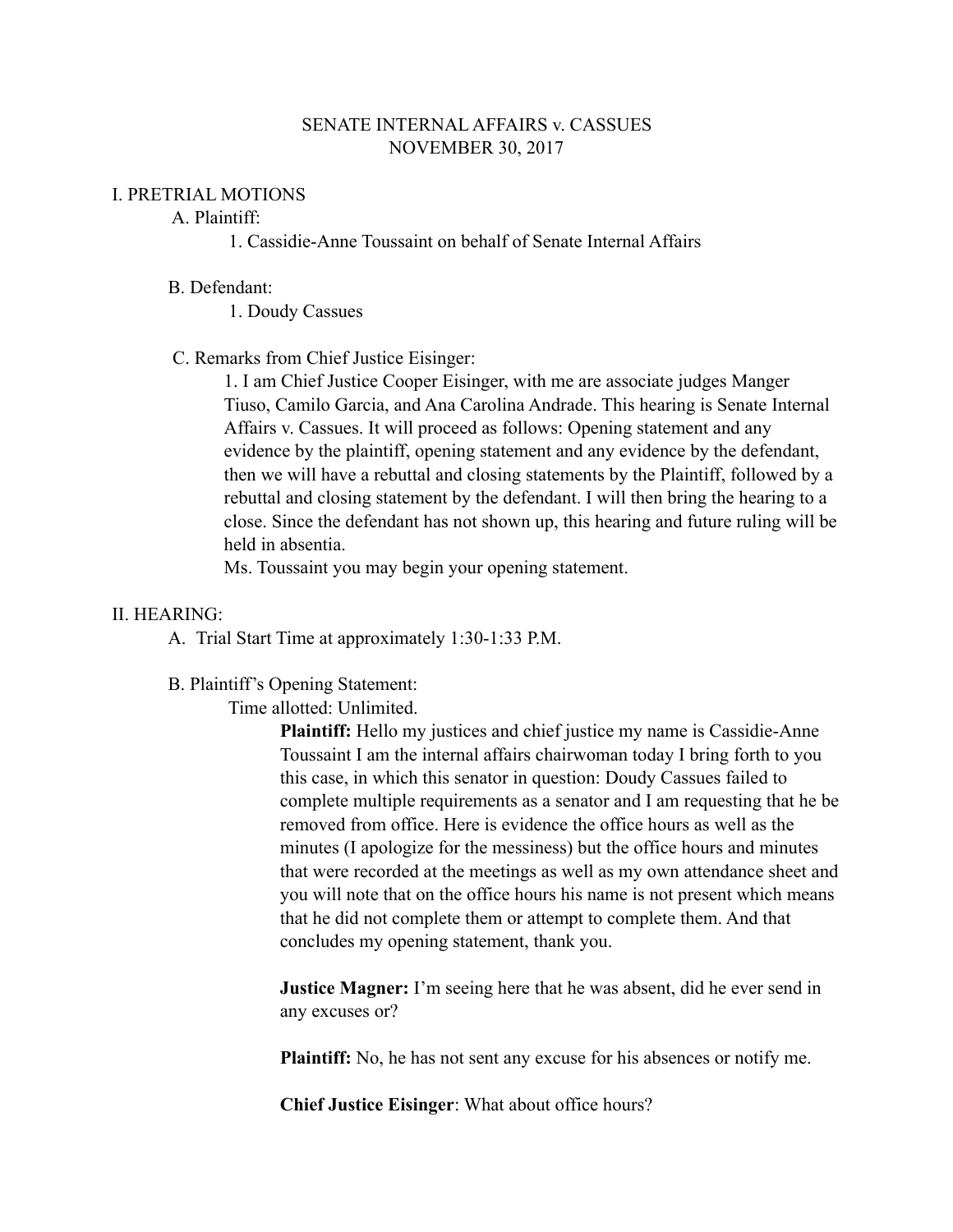SENATE INTERNAL AFFAIRS v. CASSUES
NOVEMBER 30, 2017

I. PRETRIAL MOTIONS

A. Plaintiff:

1. Cassidie-Anne Toussaint on behalf of Senate Internal Affairs

B. Defendant:

1. Doudy Cassues

C. Remarks from Chief Justice Eisinger:

1. I am Chief Justice Cooper Eisinger, with me are associate judges Manger Tiuso, Camilo Garcia, and Ana Carolina Andrade. This hearing is Senate Internal Affairs v. Cassues. It will proceed as follows: Opening statement and any evidence by the plaintiff, opening statement and any evidence by the defendant, then we will have a rebuttal and closing statements by the Plaintiff, followed by a rebuttal and closing statement by the defendant. I will then bring the hearing to a close. Since the defendant has not shown up, this hearing and future ruling will be held in absentia.
Ms. Toussaint you may begin your opening statement.

II. HEARING:

A. Trial Start Time at approximately 1:30-1:33 P.M.

B. Plaintiff's Opening Statement:

Time allotted: Unlimited.

**Plaintiff:** Hello my justices and chief justice my name is Cassidie-Anne Toussaint I am the internal affairs chairwoman today I bring forth to you this case, in which this senator in question: Doudy Cassues failed to complete multiple requirements as a senator and I am requesting that he be removed from office. Here is evidence the office hours as well as the minutes (I apologize for the messiness) but the office hours and minutes that were recorded at the meetings as well as my own attendance sheet and you will note that on the office hours his name is not present which means that he did not complete them or attempt to complete them. And that concludes my opening statement, thank you.

**Justice Magner:** I'm seeing here that he was absent, did he ever send in any excuses or?

**Plaintiff:** No, he has not sent any excuse for his absences or notify me.

**Chief Justice Eisinger**: What about office hours?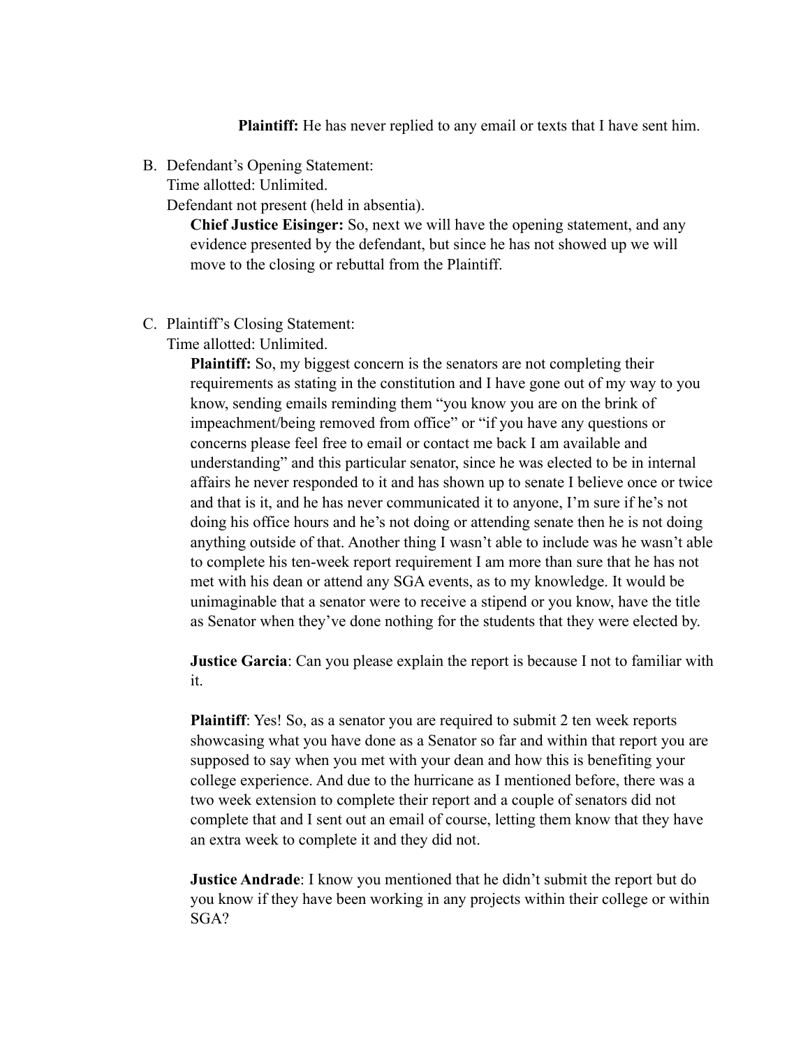**Plaintiff:** He has never replied to any email or texts that I have sent him.

B. Defendant's Opening Statement:
   Time allotted: Unlimited.
   Defendant not present (held in absentia).

   **Chief Justice Eisinger:** So, next we will have the opening statement, and any evidence presented by the defendant, but since he has not showed up we will move to the closing or rebuttal from the Plaintiff.

C. Plaintiff's Closing Statement:
   Time allotted: Unlimited.

   **Plaintiff:** So, my biggest concern is the senators are not completing their requirements as stating in the constitution and I have gone out of my way to you know, sending emails reminding them "you know you are on the brink of impeachment/being removed from office" or "if you have any questions or concerns please feel free to email or contact me back I am available and understanding" and this particular senator, since he was elected to be in internal affairs he never responded to it and has shown up to senate I believe once or twice and that is it, and he has never communicated it to anyone, I'm sure if he's not doing his office hours and he's not doing or attending senate then he is not doing anything outside of that. Another thing I wasn't able to include was he wasn't able to complete his ten-week report requirement I am more than sure that he has not met with his dean or attend any SGA events, as to my knowledge. It would be unimaginable that a senator were to receive a stipend or you know, have the title as Senator when they've done nothing for the students that they were elected by.

   **Justice Garcia**: Can you please explain the report is because I not to familiar with it.

   **Plaintiff**: Yes! So, as a senator you are required to submit 2 ten week reports showcasing what you have done as a Senator so far and within that report you are supposed to say when you met with your dean and how this is benefiting your college experience. And due to the hurricane as I mentioned before, there was a two week extension to complete their report and a couple of senators did not complete that and I sent out an email of course, letting them know that they have an extra week to complete it and they did not.

   **Justice Andrade**: I know you mentioned that he didn't submit the report but do you know if they have been working in any projects within their college or within SGA?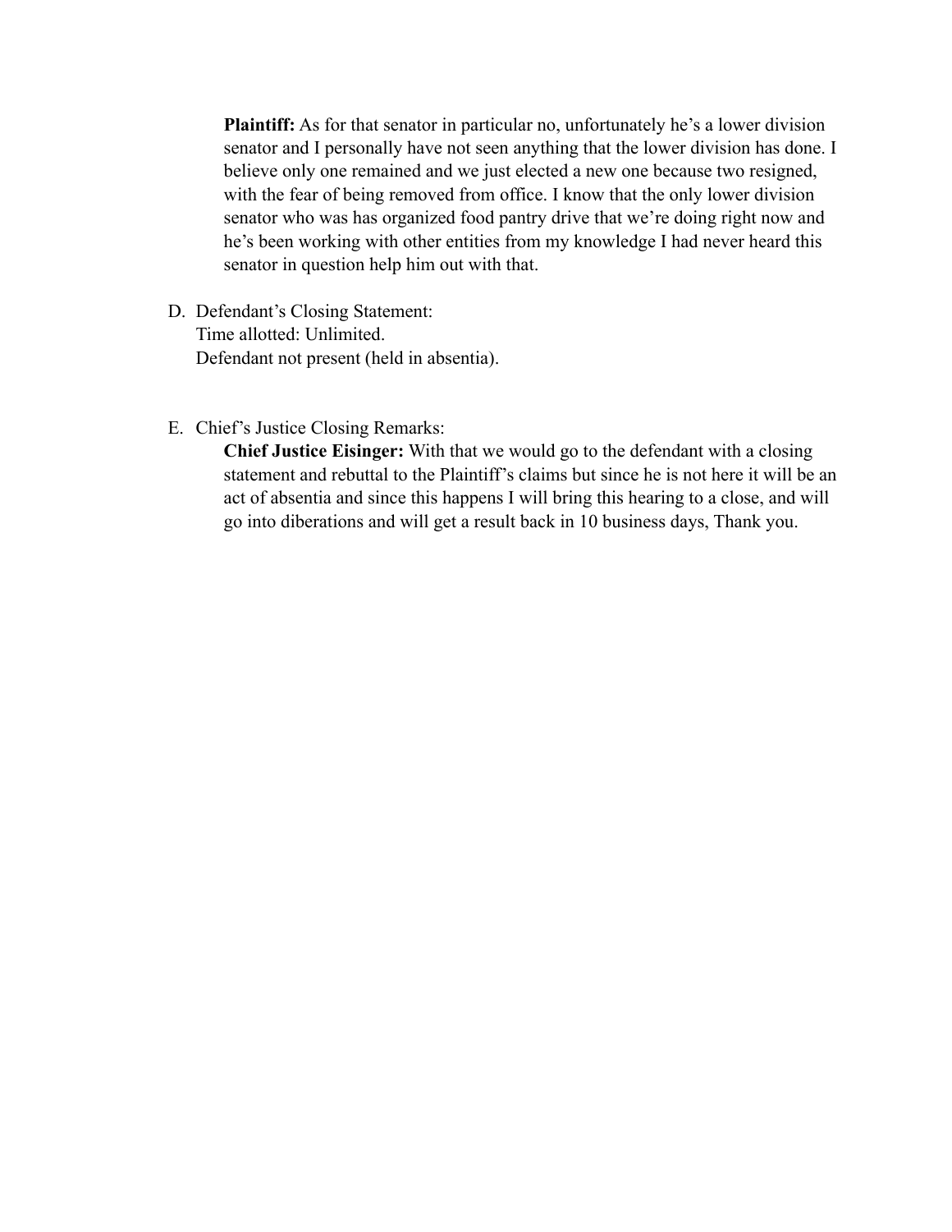**Plaintiff:** As for that senator in particular no, unfortunately he's a lower division senator and I personally have not seen anything that the lower division has done. I believe only one remained and we just elected a new one because two resigned, with the fear of being removed from office. I know that the only lower division senator who was has organized food pantry drive that we're doing right now and he's been working with other entities from my knowledge I had never heard this senator in question help him out with that.

D. Defendant's Closing Statement:
   Time allotted: Unlimited.
   Defendant not present (held in absentia).

E. Chief's Justice Closing Remarks:
   **Chief Justice Eisinger:** With that we would go to the defendant with a closing statement and rebuttal to the Plaintiff's claims but since he is not here it will be an act of absentia and since this happens I will bring this hearing to a close, and will go into diberations and will get a result back in 10 business days, Thank you.